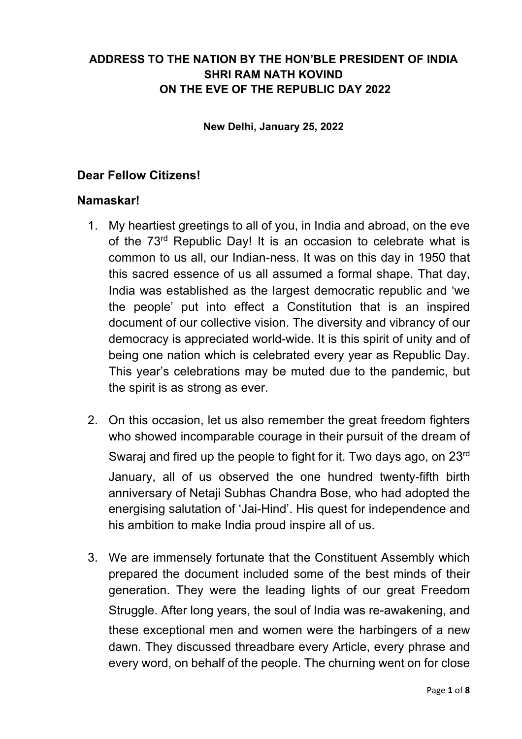**ADDRESS TO THE NATION BY THE HON'BLE PRESIDENT OF INDIA SHRI RAM NATH KOVIND ON THE EVE OF THE REPUBLIC DAY 2022**

**New Delhi, January 25, 2022**

**Dear Fellow Citizens!**

**Namaskar!**

1. My heartiest greetings to all of you, in India and abroad, on the eve of the 73rd Republic Day! It is an occasion to celebrate what is common to us all, our Indian-ness. It was on this day in 1950 that this sacred essence of us all assumed a formal shape. That day, India was established as the largest democratic republic and 'we the people' put into effect a Constitution that is an inspired document of our collective vision. The diversity and vibrancy of our democracy is appreciated world-wide. It is this spirit of unity and of being one nation which is celebrated every year as Republic Day. This year's celebrations may be muted due to the pandemic, but the spirit is as strong as ever.

2. On this occasion, let us also remember the great freedom fighters who showed incomparable courage in their pursuit of the dream of Swaraj and fired up the people to fight for it. Two days ago, on 23rd January, all of us observed the one hundred twenty-fifth birth anniversary of Netaji Subhas Chandra Bose, who had adopted the energising salutation of 'Jai-Hind'. His quest for independence and his ambition to make India proud inspire all of us.

3. We are immensely fortunate that the Constituent Assembly which prepared the document included some of the best minds of their generation. They were the leading lights of our great Freedom Struggle. After long years, the soul of India was re-awakening, and these exceptional men and women were the harbingers of a new dawn. They discussed threadbare every Article, every phrase and every word, on behalf of the people. The churning went on for close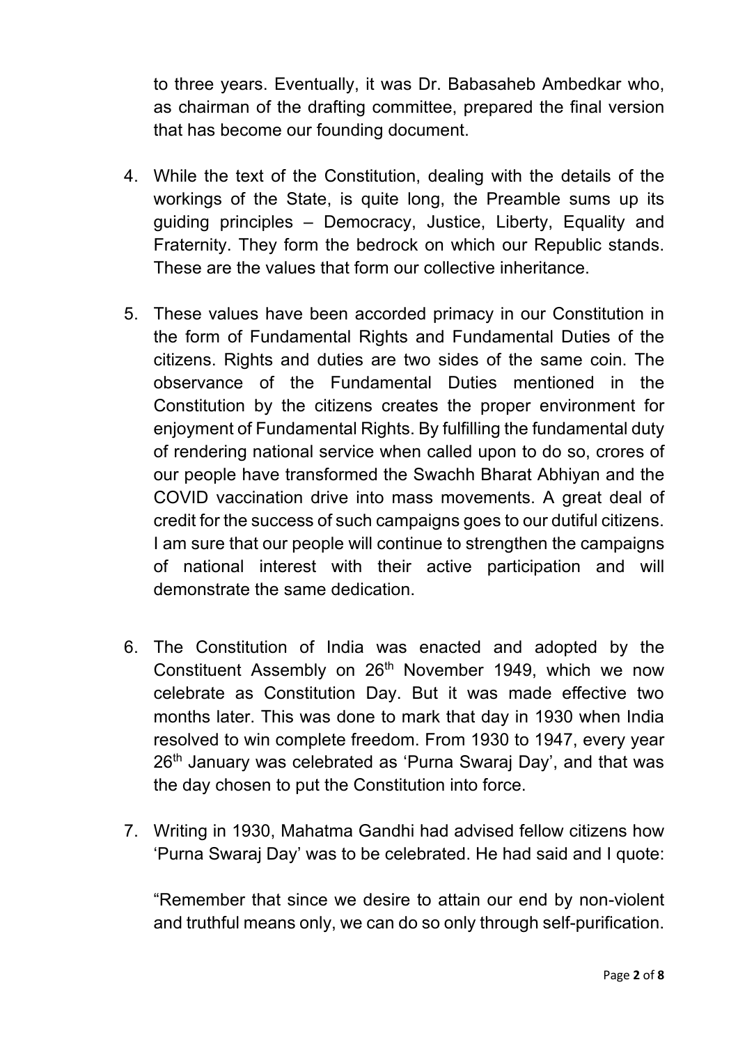to three years. Eventually, it was Dr. Babasaheb Ambedkar who, as chairman of the drafting committee, prepared the final version that has become our founding document.

4. While the text of the Constitution, dealing with the details of the workings of the State, is quite long, the Preamble sums up its guiding principles – Democracy, Justice, Liberty, Equality and Fraternity. They form the bedrock on which our Republic stands. These are the values that form our collective inheritance.

5. These values have been accorded primacy in our Constitution in the form of Fundamental Rights and Fundamental Duties of the citizens. Rights and duties are two sides of the same coin. The observance of the Fundamental Duties mentioned in the Constitution by the citizens creates the proper environment for enjoyment of Fundamental Rights. By fulfilling the fundamental duty of rendering national service when called upon to do so, crores of our people have transformed the Swachh Bharat Abhiyan and the COVID vaccination drive into mass movements. A great deal of credit for the success of such campaigns goes to our dutiful citizens. I am sure that our people will continue to strengthen the campaigns of national interest with their active participation and will demonstrate the same dedication.

6. The Constitution of India was enacted and adopted by the Constituent Assembly on 26th November 1949, which we now celebrate as Constitution Day. But it was made effective two months later. This was done to mark that day in 1930 when India resolved to win complete freedom. From 1930 to 1947, every year 26th January was celebrated as 'Purna Swaraj Day', and that was the day chosen to put the Constitution into force.

7. Writing in 1930, Mahatma Gandhi had advised fellow citizens how 'Purna Swaraj Day' was to be celebrated. He had said and I quote:

   "Remember that since we desire to attain our end by non-violent and truthful means only, we can do so only through self-purification.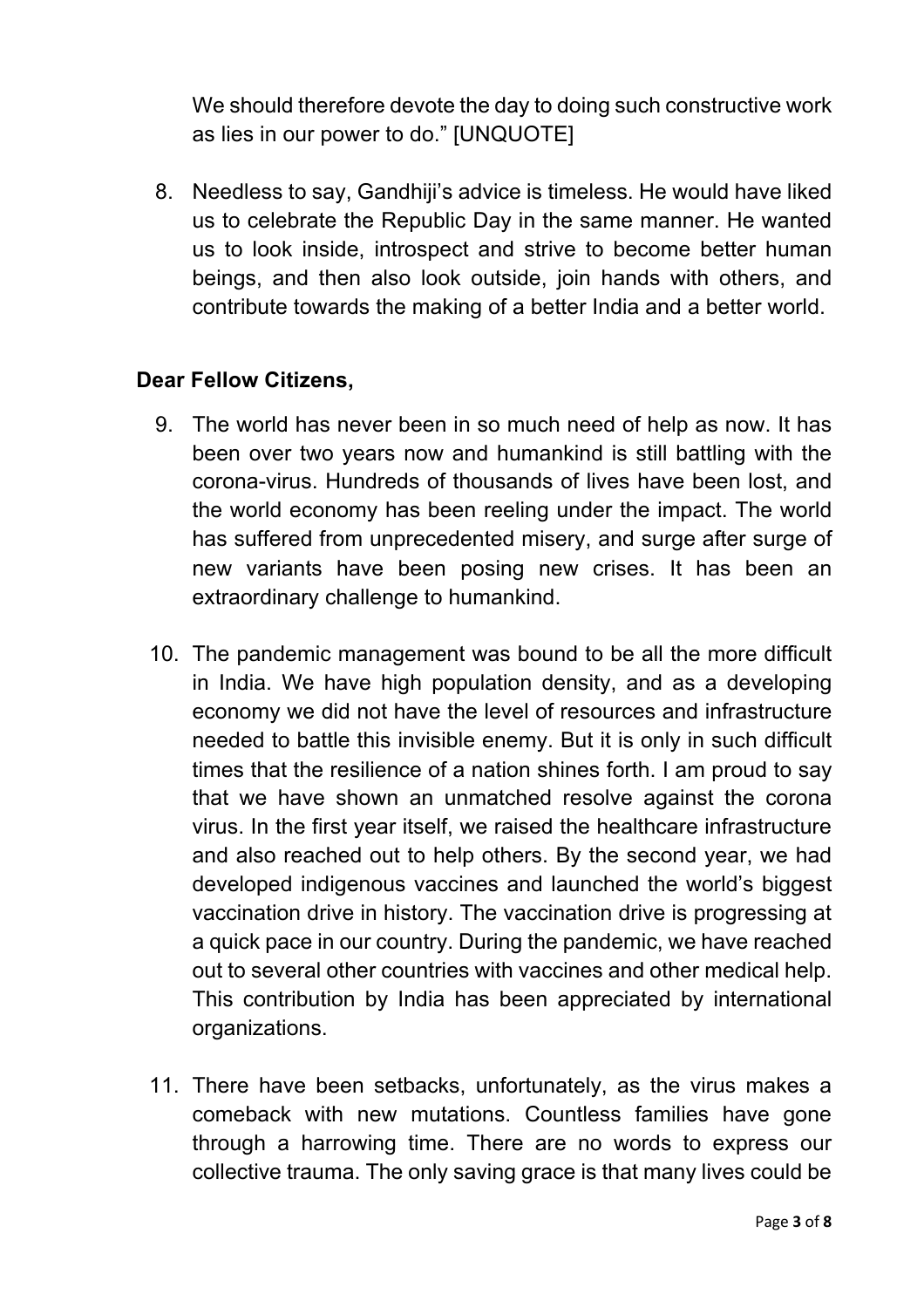We should therefore devote the day to doing such constructive work as lies in our power to do." [UNQUOTE]

8. Needless to say, Gandhiji's advice is timeless. He would have liked us to celebrate the Republic Day in the same manner. He wanted us to look inside, introspect and strive to become better human beings, and then also look outside, join hands with others, and contribute towards the making of a better India and a better world.

**Dear Fellow Citizens,**

9. The world has never been in so much need of help as now. It has been over two years now and humankind is still battling with the corona-virus. Hundreds of thousands of lives have been lost, and the world economy has been reeling under the impact. The world has suffered from unprecedented misery, and surge after surge of new variants have been posing new crises. It has been an extraordinary challenge to humankind.

10. The pandemic management was bound to be all the more difficult in India. We have high population density, and as a developing economy we did not have the level of resources and infrastructure needed to battle this invisible enemy. But it is only in such difficult times that the resilience of a nation shines forth. I am proud to say that we have shown an unmatched resolve against the corona virus. In the first year itself, we raised the healthcare infrastructure and also reached out to help others. By the second year, we had developed indigenous vaccines and launched the world's biggest vaccination drive in history. The vaccination drive is progressing at a quick pace in our country. During the pandemic, we have reached out to several other countries with vaccines and other medical help. This contribution by India has been appreciated by international organizations.

11. There have been setbacks, unfortunately, as the virus makes a comeback with new mutations. Countless families have gone through a harrowing time. There are no words to express our collective trauma. The only saving grace is that many lives could be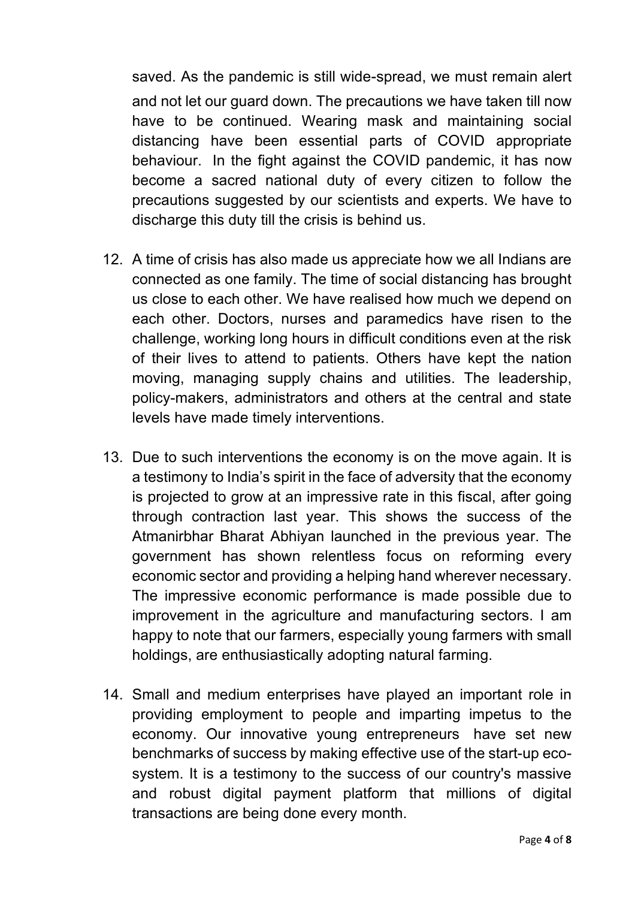saved. As the pandemic is still wide-spread, we must remain alert and not let our guard down. The precautions we have taken till now have to be continued. Wearing mask and maintaining social distancing have been essential parts of COVID appropriate behaviour. In the fight against the COVID pandemic, it has now become a sacred national duty of every citizen to follow the precautions suggested by our scientists and experts. We have to discharge this duty till the crisis is behind us.

12. A time of crisis has also made us appreciate how we all Indians are connected as one family. The time of social distancing has brought us close to each other. We have realised how much we depend on each other. Doctors, nurses and paramedics have risen to the challenge, working long hours in difficult conditions even at the risk of their lives to attend to patients. Others have kept the nation moving, managing supply chains and utilities. The leadership, policy-makers, administrators and others at the central and state levels have made timely interventions.

13. Due to such interventions the economy is on the move again. It is a testimony to India's spirit in the face of adversity that the economy is projected to grow at an impressive rate in this fiscal, after going through contraction last year. This shows the success of the Atmanirbhar Bharat Abhiyan launched in the previous year. The government has shown relentless focus on reforming every economic sector and providing a helping hand wherever necessary. The impressive economic performance is made possible due to improvement in the agriculture and manufacturing sectors. I am happy to note that our farmers, especially young farmers with small holdings, are enthusiastically adopting natural farming.

14. Small and medium enterprises have played an important role in providing employment to people and imparting impetus to the economy. Our innovative young entrepreneurs have set new benchmarks of success by making effective use of the start-up eco-system. It is a testimony to the success of our country's massive and robust digital payment platform that millions of digital transactions are being done every month.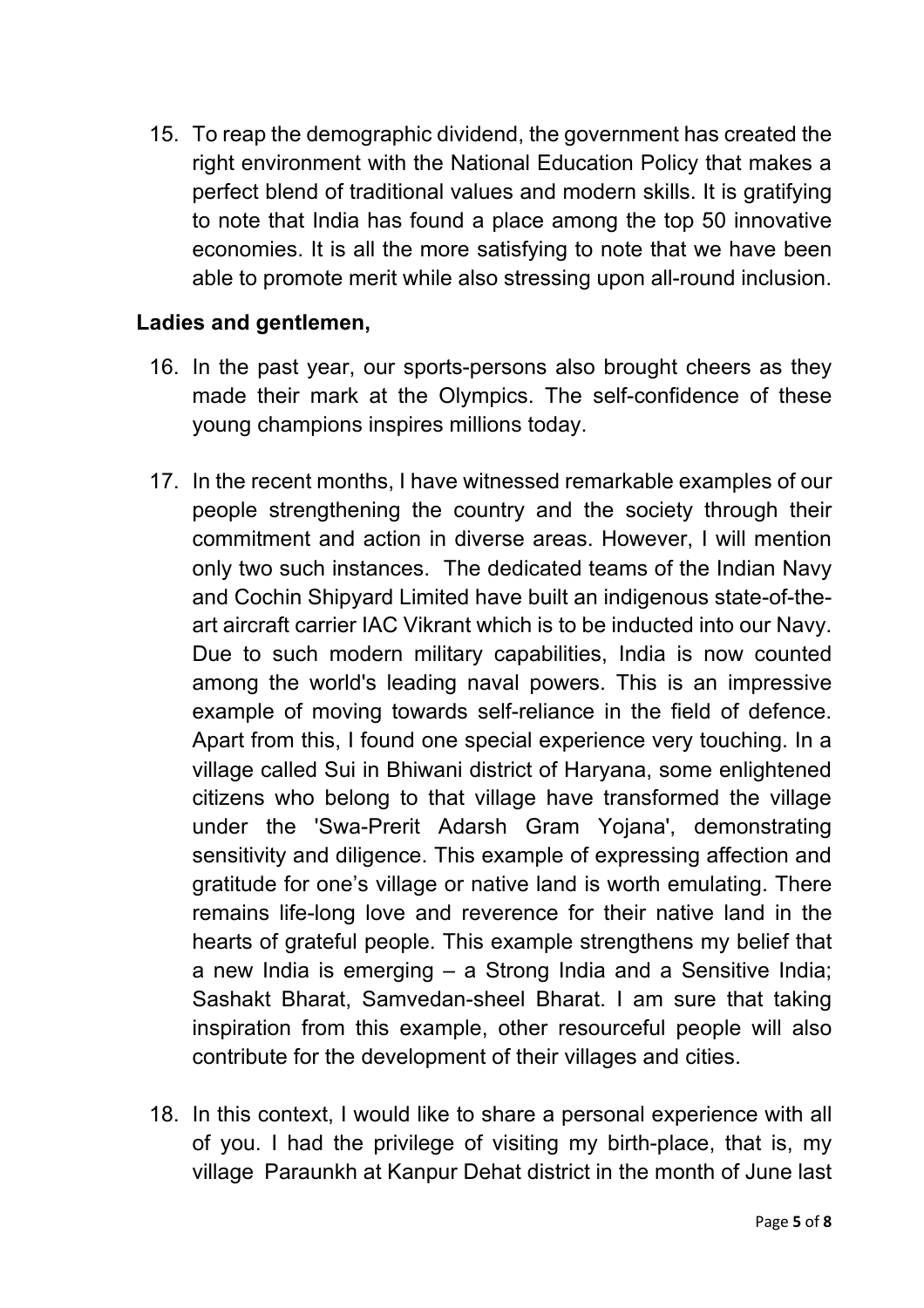15. To reap the demographic dividend, the government has created the right environment with the National Education Policy that makes a perfect blend of traditional values and modern skills. It is gratifying to note that India has found a place among the top 50 innovative economies. It is all the more satisfying to note that we have been able to promote merit while also stressing upon all-round inclusion.

**Ladies and gentlemen,**

16. In the past year, our sports-persons also brought cheers as they made their mark at the Olympics. The self-confidence of these young champions inspires millions today.

17. In the recent months, I have witnessed remarkable examples of our people strengthening the country and the society through their commitment and action in diverse areas. However, I will mention only two such instances. The dedicated teams of the Indian Navy and Cochin Shipyard Limited have built an indigenous state-of-the-art aircraft carrier IAC Vikrant which is to be inducted into our Navy. Due to such modern military capabilities, India is now counted among the world's leading naval powers. This is an impressive example of moving towards self-reliance in the field of defence. Apart from this, I found one special experience very touching. In a village called Sui in Bhiwani district of Haryana, some enlightened citizens who belong to that village have transformed the village under the 'Swa-Prerit Adarsh Gram Yojana', demonstrating sensitivity and diligence. This example of expressing affection and gratitude for one's village or native land is worth emulating. There remains life-long love and reverence for their native land in the hearts of grateful people. This example strengthens my belief that a new India is emerging – a Strong India and a Sensitive India; Sashakt Bharat, Samvedan-sheel Bharat. I am sure that taking inspiration from this example, other resourceful people will also contribute for the development of their villages and cities.

18. In this context, I would like to share a personal experience with all of you. I had the privilege of visiting my birth-place, that is, my village Paraunkh at Kanpur Dehat district in the month of June last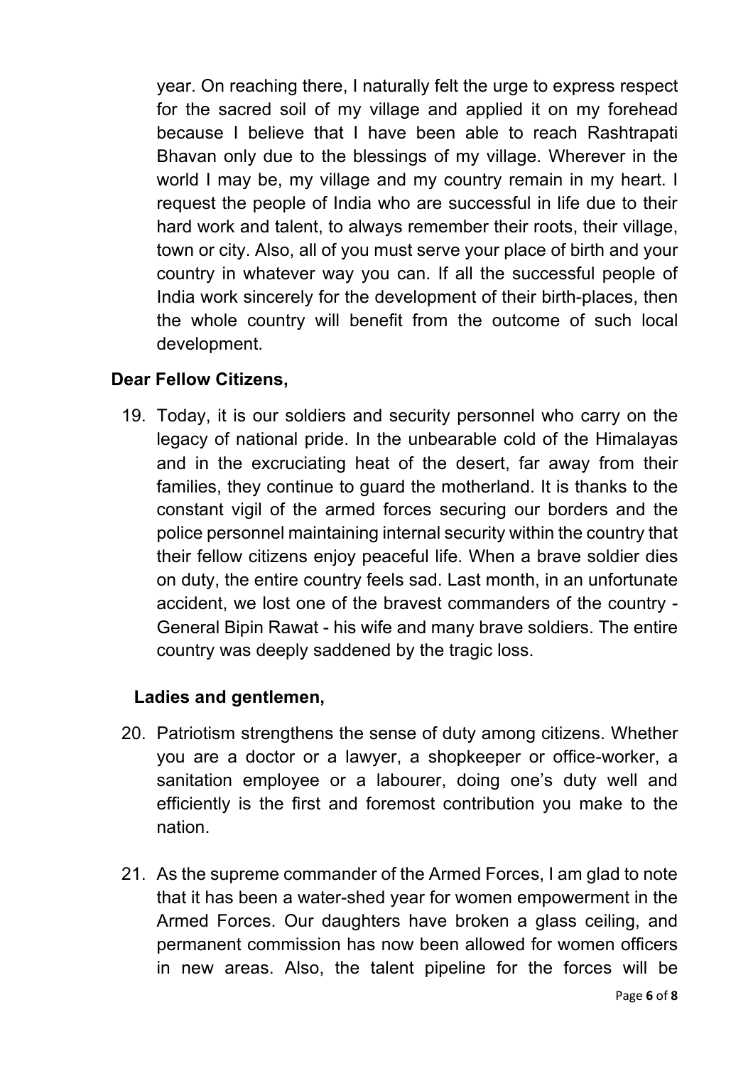year. On reaching there, I naturally felt the urge to express respect for the sacred soil of my village and applied it on my forehead because I believe that I have been able to reach Rashtrapati Bhavan only due to the blessings of my village. Wherever in the world I may be, my village and my country remain in my heart. I request the people of India who are successful in life due to their hard work and talent, to always remember their roots, their village, town or city. Also, all of you must serve your place of birth and your country in whatever way you can. If all the successful people of India work sincerely for the development of their birth-places, then the whole country will benefit from the outcome of such local development.

**Dear Fellow Citizens,**

19. Today, it is our soldiers and security personnel who carry on the legacy of national pride. In the unbearable cold of the Himalayas and in the excruciating heat of the desert, far away from their families, they continue to guard the motherland. It is thanks to the constant vigil of the armed forces securing our borders and the police personnel maintaining internal security within the country that their fellow citizens enjoy peaceful life. When a brave soldier dies on duty, the entire country feels sad. Last month, in an unfortunate accident, we lost one of the bravest commanders of the country - General Bipin Rawat - his wife and many brave soldiers. The entire country was deeply saddened by the tragic loss.

**Ladies and gentlemen,**

20. Patriotism strengthens the sense of duty among citizens. Whether you are a doctor or a lawyer, a shopkeeper or office-worker, a sanitation employee or a labourer, doing one's duty well and efficiently is the first and foremost contribution you make to the nation.

21. As the supreme commander of the Armed Forces, I am glad to note that it has been a water-shed year for women empowerment in the Armed Forces. Our daughters have broken a glass ceiling, and permanent commission has now been allowed for women officers in new areas. Also, the talent pipeline for the forces will be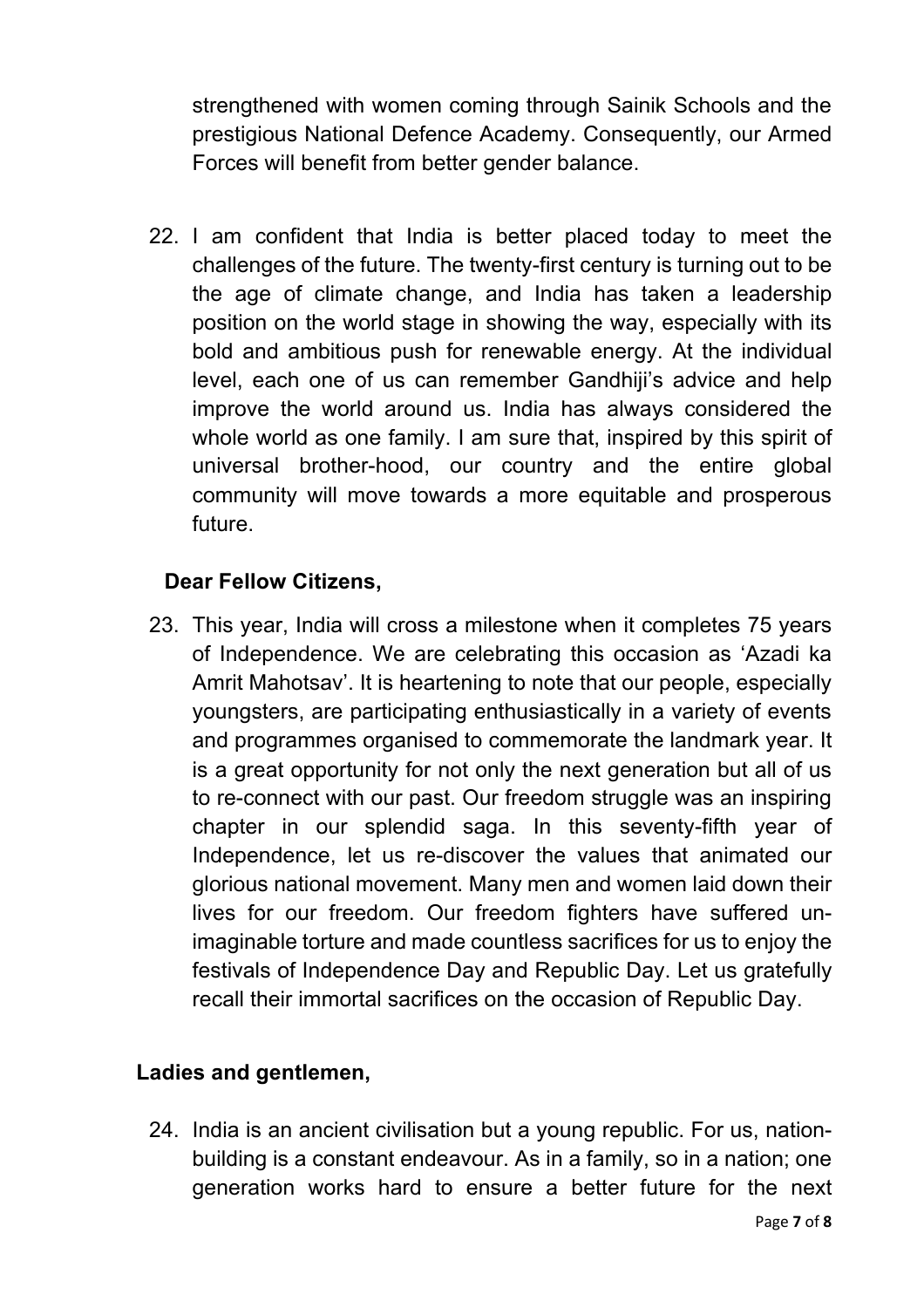strengthened with women coming through Sainik Schools and the prestigious National Defence Academy. Consequently, our Armed Forces will benefit from better gender balance.

22. I am confident that India is better placed today to meet the challenges of the future. The twenty-first century is turning out to be the age of climate change, and India has taken a leadership position on the world stage in showing the way, especially with its bold and ambitious push for renewable energy. At the individual level, each one of us can remember Gandhiji's advice and help improve the world around us. India has always considered the whole world as one family. I am sure that, inspired by this spirit of universal brother-hood, our country and the entire global community will move towards a more equitable and prosperous future.

**Dear Fellow Citizens,**

23. This year, India will cross a milestone when it completes 75 years of Independence. We are celebrating this occasion as 'Azadi ka Amrit Mahotsav'. It is heartening to note that our people, especially youngsters, are participating enthusiastically in a variety of events and programmes organised to commemorate the landmark year. It is a great opportunity for not only the next generation but all of us to re-connect with our past. Our freedom struggle was an inspiring chapter in our splendid saga. In this seventy-fifth year of Independence, let us re-discover the values that animated our glorious national movement. Many men and women laid down their lives for our freedom. Our freedom fighters have suffered un-imaginable torture and made countless sacrifices for us to enjoy the festivals of Independence Day and Republic Day. Let us gratefully recall their immortal sacrifices on the occasion of Republic Day.

**Ladies and gentlemen,**

24. India is an ancient civilisation but a young republic. For us, nation-building is a constant endeavour. As in a family, so in a nation; one generation works hard to ensure a better future for the next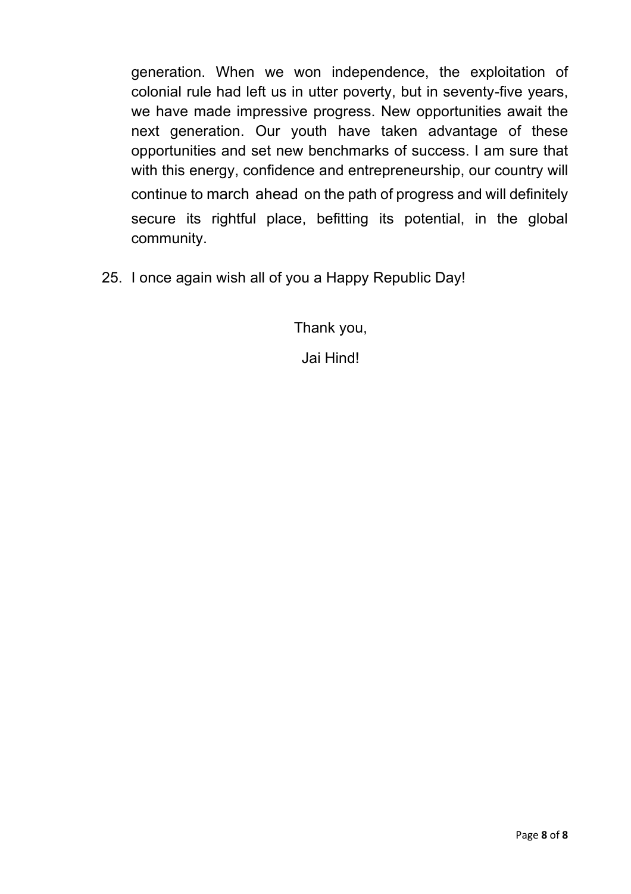generation. When we won independence, the exploitation of colonial rule had left us in utter poverty, but in seventy-five years, we have made impressive progress. New opportunities await the next generation. Our youth have taken advantage of these opportunities and set new benchmarks of success. I am sure that with this energy, confidence and entrepreneurship, our country will continue to march ahead on the path of progress and will definitely secure its rightful place, befitting its potential, in the global community.

25. I once again wish all of you a Happy Republic Day!

Thank you,

Jai Hind!